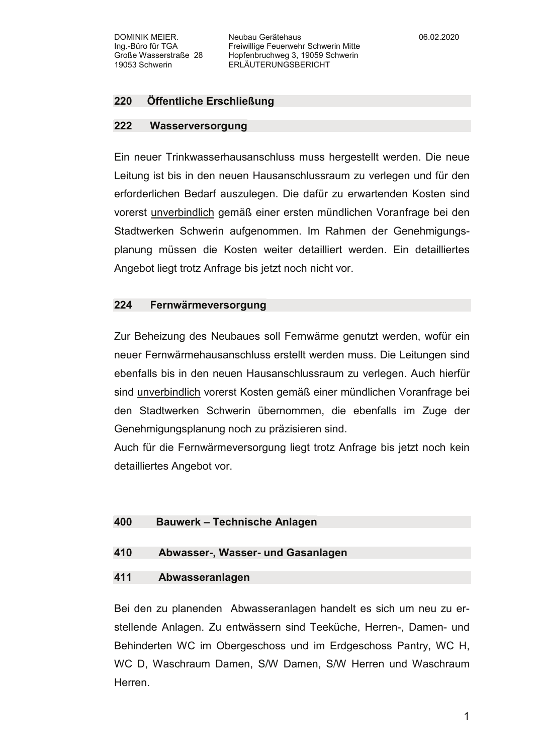## 220 Öffentliche Erschließung

### 222 Wasserversorgung

Ein neuer Trinkwasserhausanschluss muss hergestellt werden. Die neue Leitung ist bis in den neuen Hausanschlussraum zu verlegen und für den erforderlichen Bedarf auszulegen. Die dafür zu erwartenden Kosten sind vorerst unverbindlich gemäß einer ersten mündlichen Voranfrage bei den Stadtwerken Schwerin aufgenommen. Im Rahmen der Genehmigungsplanung müssen die Kosten weiter detailliert werden. Ein detailliertes Angebot liegt trotz Anfrage bis jetzt noch nicht vor.

### 224 Fernwärmeversorgung

Zur Beheizung des Neubaues soll Fernwärme genutzt werden, wofür ein neuer Fernwärmehausanschluss erstellt werden muss. Die Leitungen sind ebenfalls bis in den neuen Hausanschlussraum zu verlegen. Auch hierfür sind unverbindlich vorerst Kosten gemäß einer mündlichen Voranfrage bei den Stadtwerken Schwerin übernommen, die ebenfalls im Zuge der Genehmigungsplanung noch zu präzisieren sind.
Auch für die Fernwärmeversorgung liegt trotz Anfrage bis jetzt noch kein detailliertes Angebot vor.

## 400 Bauwerk – Technische Anlagen

### 410 Abwasser-, Wasser- und Gasanlagen

### 411 Abwasseranlagen

Bei den zu planenden Abwasseranlagen handelt es sich um neu zu erstellende Anlagen. Zu entwässern sind Teeküche, Herren-, Damen- und Behinderten WC im Obergeschoss und im Erdgeschoss Pantry, WC H, WC D, Waschraum Damen, S/W Damen, S/W Herren und Waschraum Herren.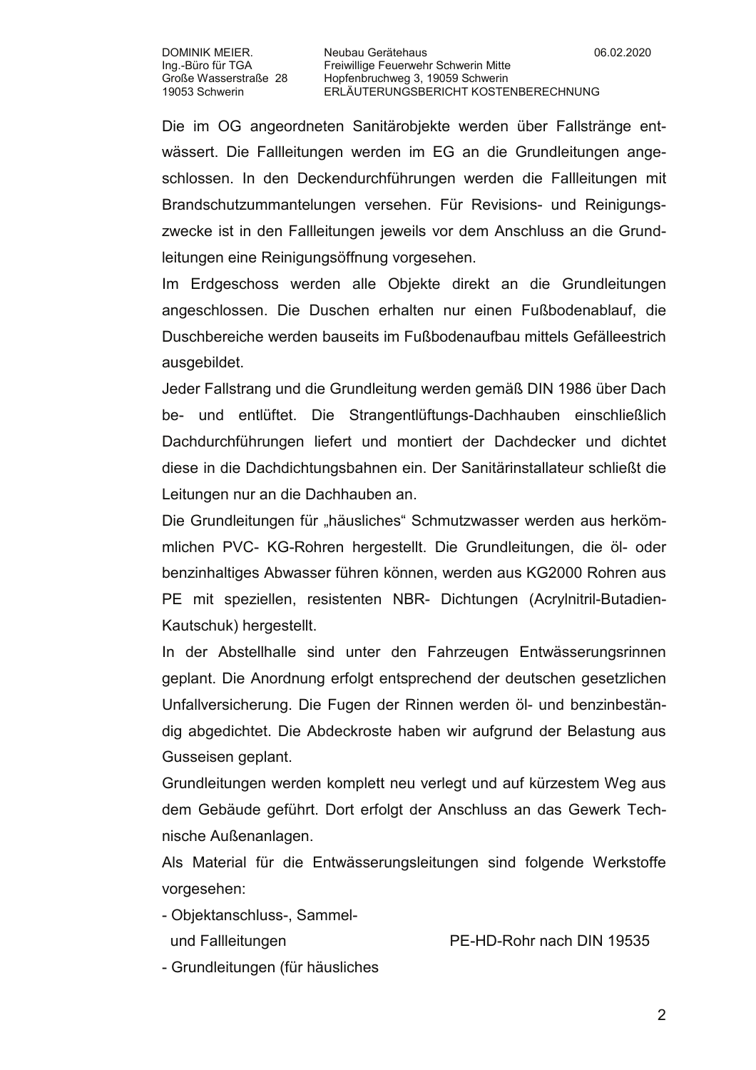Die im OG angeordneten Sanitärobjekte werden über Fallstränge entwässert. Die Fallleitungen werden im EG an die Grundleitungen angeschlossen. In den Deckendurchführungen werden die Fallleitungen mit Brandschutzummantelungen versehen. Für Revisions- und Reinigungszwecke ist in den Fallleitungen jeweils vor dem Anschluss an die Grundleitungen eine Reinigungsöffnung vorgesehen.

Im Erdgeschoss werden alle Objekte direkt an die Grundleitungen angeschlossen. Die Duschen erhalten nur einen Fußbodenablauf, die Duschbereiche werden bauseits im Fußbodenaufbau mittels Gefälleestrich ausgebildet.

Jeder Fallstrang und die Grundleitung werden gemäß DIN 1986 über Dach be- und entlüftet. Die Strangentlüftungs-Dachhauben einschließlich Dachdurchführungen liefert und montiert der Dachdecker und dichtet diese in die Dachdichtungsbahnen ein. Der Sanitärinstallateur schließt die Leitungen nur an die Dachhauben an.

Die Grundleitungen für „häusliches“ Schmutzwasser werden aus herkömmlichen PVC- KG-Rohren hergestellt. Die Grundleitungen, die öl- oder benzinhaltiges Abwasser führen können, werden aus KG2000 Rohren aus PE mit speziellen, resistenten NBR- Dichtungen (Acrylnitril-Butadien-Kautschuk) hergestellt.

In der Abstellhalle sind unter den Fahrzeugen Entwässerungsrinnen geplant. Die Anordnung erfolgt entsprechend der deutschen gesetzlichen Unfallversicherung. Die Fugen der Rinnen werden öl- und benzinbeständig abgedichtet. Die Abdeckroste haben wir aufgrund der Belastung aus Gusseisen geplant.

Grundleitungen werden komplett neu verlegt und auf kürzestem Weg aus dem Gebäude geführt. Dort erfolgt der Anschluss an das Gewerk Technische Außenanlagen.

Als Material für die Entwässerungsleitungen sind folgende Werkstoffe vorgesehen:

- Objektanschluss-, Sammel- und Fallleitungen — PE-HD-Rohr nach DIN 19535
- Grundleitungen (für häusliches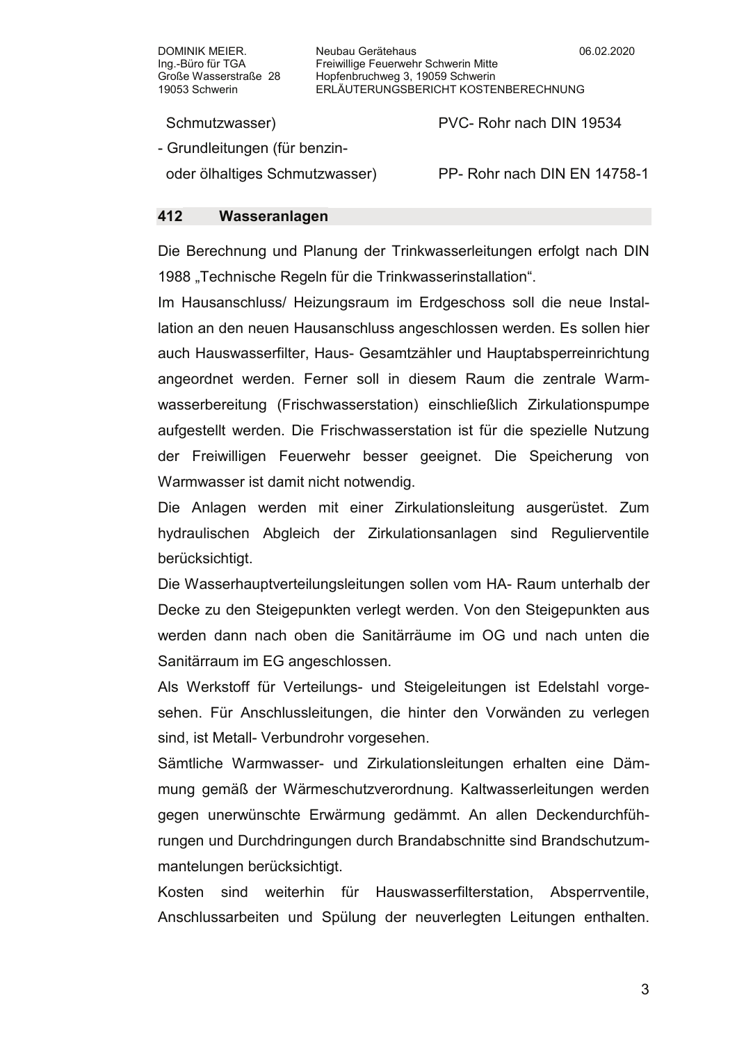| Schmutzwasser) | PVC- Rohr nach DIN 19534 |
|---|---|
| - Grundleitungen (für benzin- oder ölhaltiges Schmutzwasser) | PP- Rohr nach DIN EN 14758-1 |

## 412 Wasseranlagen

Die Berechnung und Planung der Trinkwasserleitungen erfolgt nach DIN 1988 „Technische Regeln für die Trinkwasserinstallation".

Im Hausanschluss/ Heizungsraum im Erdgeschoss soll die neue Installation an den neuen Hausanschluss angeschlossen werden. Es sollen hier auch Hauswasserfilter, Haus- Gesamtzähler und Hauptabsperreinrichtung angeordnet werden. Ferner soll in diesem Raum die zentrale Warmwasserbereitung (Frischwasserstation) einschließlich Zirkulationspumpe aufgestellt werden. Die Frischwasserstation ist für die spezielle Nutzung der Freiwilligen Feuerwehr besser geeignet. Die Speicherung von Warmwasser ist damit nicht notwendig.

Die Anlagen werden mit einer Zirkulationsleitung ausgerüstet. Zum hydraulischen Abgleich der Zirkulationsanlagen sind Regulierventile berücksichtigt.

Die Wasserhauptverteilungsleitungen sollen vom HA- Raum unterhalb der Decke zu den Steigepunkten verlegt werden. Von den Steigepunkten aus werden dann nach oben die Sanitärräume im OG und nach unten die Sanitärraum im EG angeschlossen.

Als Werkstoff für Verteilungs- und Steigeleitungen ist Edelstahl vorgesehen. Für Anschlussleitungen, die hinter den Vorwänden zu verlegen sind, ist Metall- Verbundrohr vorgesehen.

Sämtliche Warmwasser- und Zirkulationsleitungen erhalten eine Dämmung gemäß der Wärmeschutzverordnung. Kaltwasserleitungen werden gegen unerwünschte Erwärmung gedämmt. An allen Deckendurchführungen und Durchdringungen durch Brandabschnitte sind Brandschutzummantelungen berücksichtigt.

Kosten sind weiterhin für Hauswasserfilterstation, Absperrventile, Anschlussarbeiten und Spülung der neuverlegten Leitungen enthalten.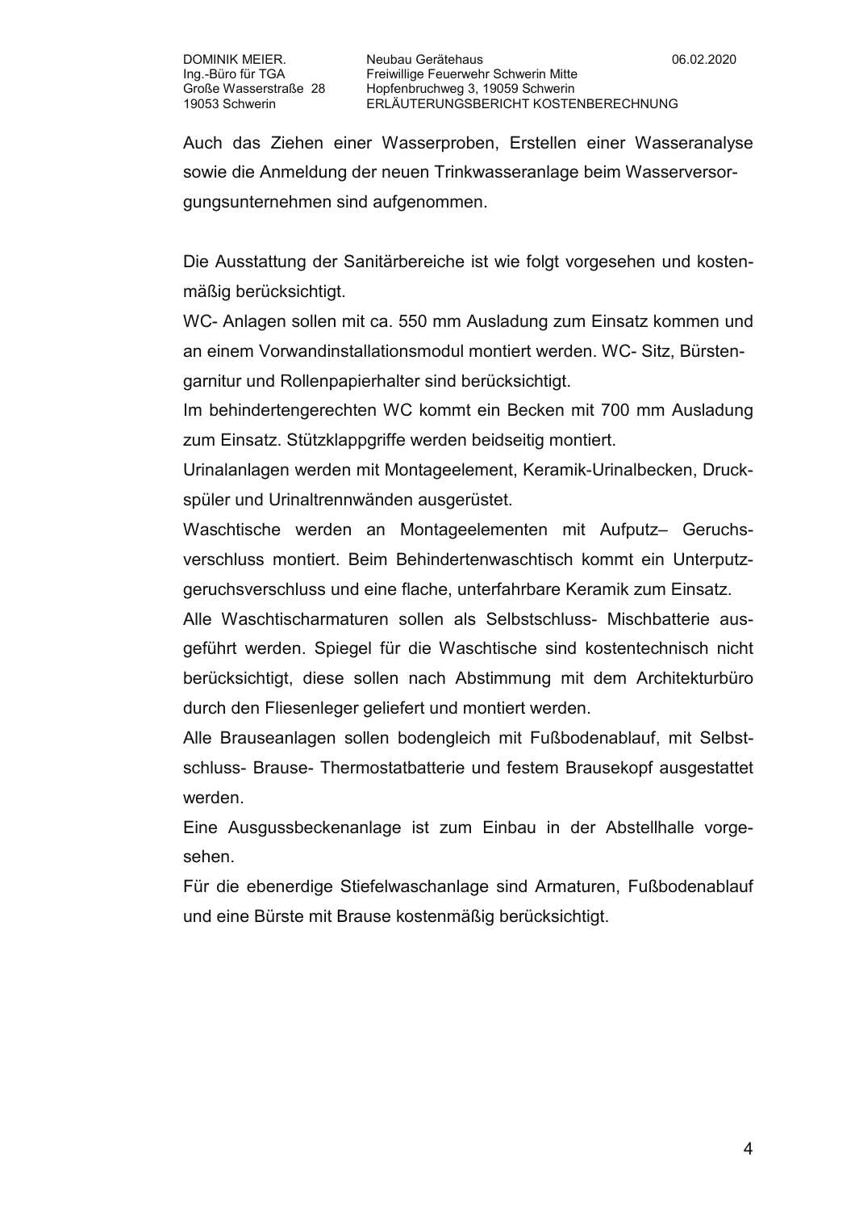Auch das Ziehen einer Wasserproben, Erstellen einer Wasseranalyse sowie die Anmeldung der neuen Trinkwasseranlage beim Wasserversorgungsunternehmen sind aufgenommen.

Die Ausstattung der Sanitärbereiche ist wie folgt vorgesehen und kostenmäßig berücksichtigt.
WC- Anlagen sollen mit ca. 550 mm Ausladung zum Einsatz kommen und an einem Vorwandinstallationsmodul montiert werden. WC- Sitz, Bürstengarnitur und Rollenpapierhalter sind berücksichtigt.
Im behindertengerechten WC kommt ein Becken mit 700 mm Ausladung zum Einsatz. Stützklappgriffe werden beidseitig montiert.
Urinalanlagen werden mit Montageelement, Keramik-Urinalbecken, Druckspüler und Urinaltrennwänden ausgerüstet.
Waschtische werden an Montageelementen mit Aufputz– Geruchsverschluss montiert. Beim Behindertenwaschtisch kommt ein Unterputzgeruchsverschluss und eine flache, unterfahrbare Keramik zum Einsatz.
Alle Waschtischarmaturen sollen als Selbstschluss- Mischbatterie ausgeführt werden. Spiegel für die Waschtische sind kostentechnisch nicht berücksichtigt, diese sollen nach Abstimmung mit dem Architekturbüro durch den Fliesenleger geliefert und montiert werden.
Alle Brauseanlagen sollen bodengleich mit Fußbodenablauf, mit Selbstschluss- Brause- Thermostatbatterie und festem Brausekopf ausgestattet werden.
Eine Ausgussbeckenanlage ist zum Einbau in der Abstellhalle vorgesehen.
Für die ebenerdige Stiefelwaschanlage sind Armaturen, Fußbodenablauf und eine Bürste mit Brause kostenmäßig berücksichtigt.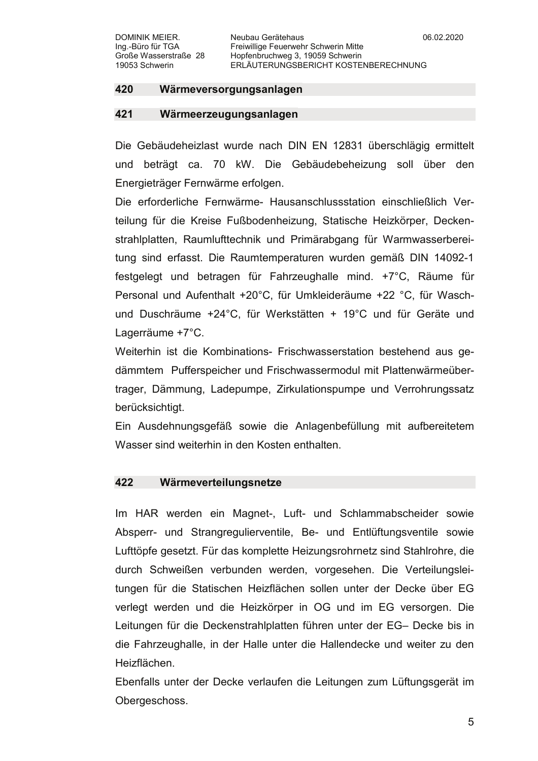## 420 Wärmeversorgungsanlagen

### 421 Wärmeerzeugungsanlagen

Die Gebäudeheizlast wurde nach DIN EN 12831 überschlägig ermittelt und beträgt ca. 70 kW. Die Gebäudebeheizung soll über den Energieträger Fernwärme erfolgen.

Die erforderliche Fernwärme- Hausanschlussstation einschließlich Verteilung für die Kreise Fußbodenheizung, Statische Heizkörper, Deckenstrahlplatten, Raumlufttechnik und Primärabgang für Warmwasserbereitung sind erfasst. Die Raumtemperaturen wurden gemäß DIN 14092-1 festgelegt und betragen für Fahrzeughalle mind. +7°C, Räume für Personal und Aufenthalt +20°C, für Umkleideräume +22 °C, für Wasch- und Duschräume +24°C, für Werkstätten + 19°C und für Geräte und Lagerräume +7°C.

Weiterhin ist die Kombinations- Frischwasserstation bestehend aus gedämmtem Pufferspeicher und Frischwassermodul mit Plattenwärmeübertrager, Dämmung, Ladepumpe, Zirkulationspumpe und Verrohrungssatz berücksichtigt.

Ein Ausdehnungsgefäß sowie die Anlagenbefüllung mit aufbereitetem Wasser sind weiterhin in den Kosten enthalten.

### 422 Wärmeverteilungsnetze

Im HAR werden ein Magnet-, Luft- und Schlammabscheider sowie Absperr- und Strangregulierventile, Be- und Entlüftungsventile sowie Lufttöpfe gesetzt. Für das komplette Heizungsrohrnetz sind Stahlrohre, die durch Schweißen verbunden werden, vorgesehen. Die Verteilungsleitungen für die Statischen Heizflächen sollen unter der Decke über EG verlegt werden und die Heizkörper in OG und im EG versorgen. Die Leitungen für die Deckenstrahlplatten führen unter der EG– Decke bis in die Fahrzeughalle, in der Halle unter die Hallendecke und weiter zu den Heizflächen.

Ebenfalls unter der Decke verlaufen die Leitungen zum Lüftungsgerät im Obergeschoss.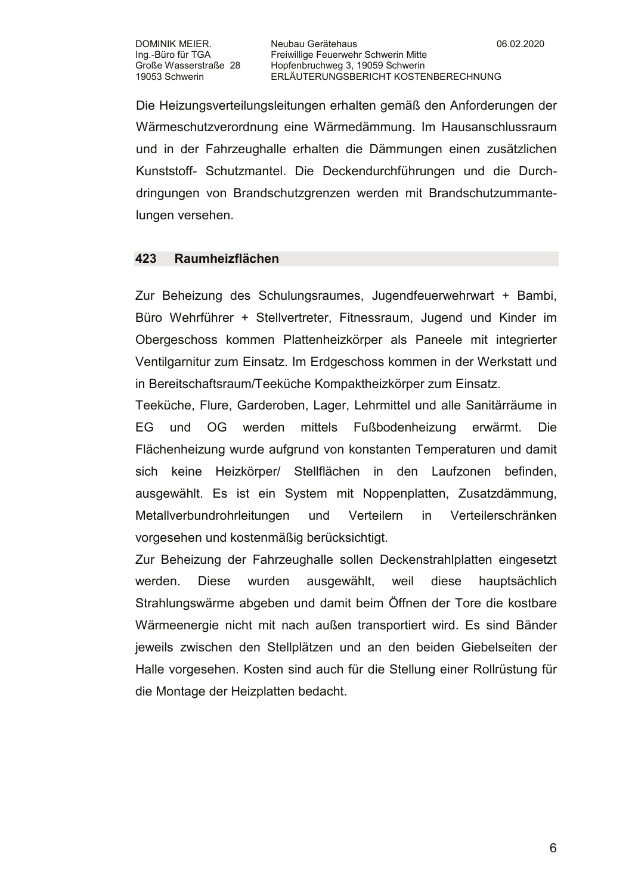Die Heizungsverteilungsleitungen erhalten gemäß den Anforderungen der Wärmeschutzverordnung eine Wärmedämmung. Im Hausanschlussraum und in der Fahrzeughalle erhalten die Dämmungen einen zusätzlichen Kunststoff- Schutzmantel. Die Deckendurchführungen und die Durchdringungen von Brandschutzgrenzen werden mit Brandschutzummantelungen versehen.

## 423 Raumheizflächen

Zur Beheizung des Schulungsraumes, Jugendfeuerwehrwart + Bambi, Büro Wehrführer + Stellvertreter, Fitnessraum, Jugend und Kinder im Obergeschoss kommen Plattenheizkörper als Paneele mit integrierter Ventilgarnitur zum Einsatz. Im Erdgeschoss kommen in der Werkstatt und in Bereitschaftsraum/Teeküche Kompaktheizkörper zum Einsatz.
Teeküche, Flure, Garderoben, Lager, Lehrmittel und alle Sanitärräume in EG und OG werden mittels Fußbodenheizung erwärmt. Die Flächenheizung wurde aufgrund von konstanten Temperaturen und damit sich keine Heizkörper/ Stellflächen in den Laufzonen befinden, ausgewählt. Es ist ein System mit Noppenplatten, Zusatzdämmung, Metallverbundrohrleitungen und Verteilern in Verteilerschränken vorgesehen und kostenmäßig berücksichtigt.
Zur Beheizung der Fahrzeughalle sollen Deckenstrahlplatten eingesetzt werden. Diese wurden ausgewählt, weil diese hauptsächlich Strahlungswärme abgeben und damit beim Öffnen der Tore die kostbare Wärmeenergie nicht mit nach außen transportiert wird. Es sind Bänder jeweils zwischen den Stellplätzen und an den beiden Giebelseiten der Halle vorgesehen. Kosten sind auch für die Stellung einer Rollrüstung für die Montage der Heizplatten bedacht.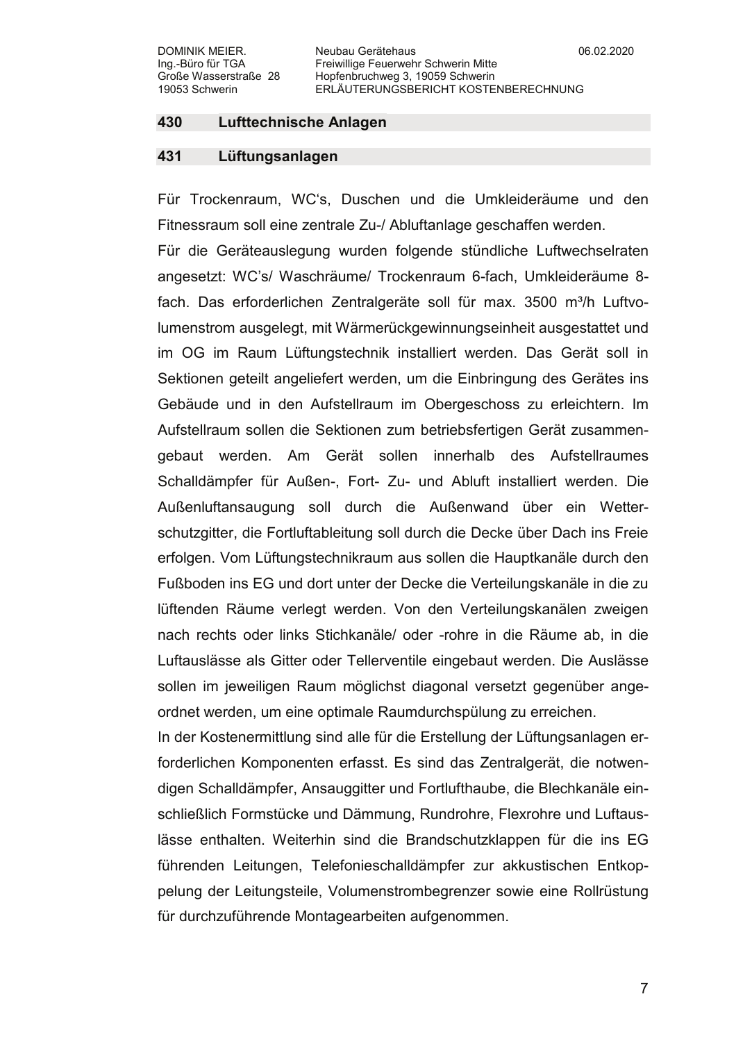## 430 Lufttechnische Anlagen

### 431 Lüftungsanlagen

Für Trockenraum, WC's, Duschen und die Umkleideräume und den Fitnessraum soll eine zentrale Zu-/ Abluftanlage geschaffen werden.

Für die Geräteauslegung wurden folgende stündliche Luftwechselraten angesetzt: WC's/ Waschräume/ Trockenraum 6-fach, Umkleideräume 8-fach. Das erforderlichen Zentralgeräte soll für max. 3500 m³/h Luftvolumenstrom ausgelegt, mit Wärmerückgewinnungseinheit ausgestattet und im OG im Raum Lüftungstechnik installiert werden. Das Gerät soll in Sektionen geteilt angeliefert werden, um die Einbringung des Gerätes ins Gebäude und in den Aufstellraum im Obergeschoss zu erleichtern. Im Aufstellraum sollen die Sektionen zum betriebsfertigen Gerät zusammengebaut werden. Am Gerät sollen innerhalb des Aufstellraumes Schalldämpfer für Außen-, Fort- Zu- und Abluft installiert werden. Die Außenluftansaugung soll durch die Außenwand über ein Wetterschutzgitter, die Fortluftableitung soll durch die Decke über Dach ins Freie erfolgen. Vom Lüftungstechnikraum aus sollen die Hauptkanäle durch den Fußboden ins EG und dort unter der Decke die Verteilungskanäle in die zu lüftenden Räume verlegt werden. Von den Verteilungskanälen zweigen nach rechts oder links Stichkanäle/ oder -rohre in die Räume ab, in die Luftauslässe als Gitter oder Tellerventile eingebaut werden. Die Auslässe sollen im jeweiligen Raum möglichst diagonal versetzt gegenüber angeordnet werden, um eine optimale Raumdurchspülung zu erreichen.

In der Kostenermittlung sind alle für die Erstellung der Lüftungsanlagen erforderlichen Komponenten erfasst. Es sind das Zentralgerät, die notwendigen Schalldämpfer, Ansauggitter und Fortlufthaube, die Blechkanäle einschließlich Formstücke und Dämmung, Rundrohre, Flexrohre und Luftauslässe enthalten. Weiterhin sind die Brandschutzklappen für die ins EG führenden Leitungen, Telefonieschalldämpfer zur akkustischen Entkoppelung der Leitungsteile, Volumenstrombegrenzer sowie eine Rollrüstung für durchzuführende Montagearbeiten aufgenommen.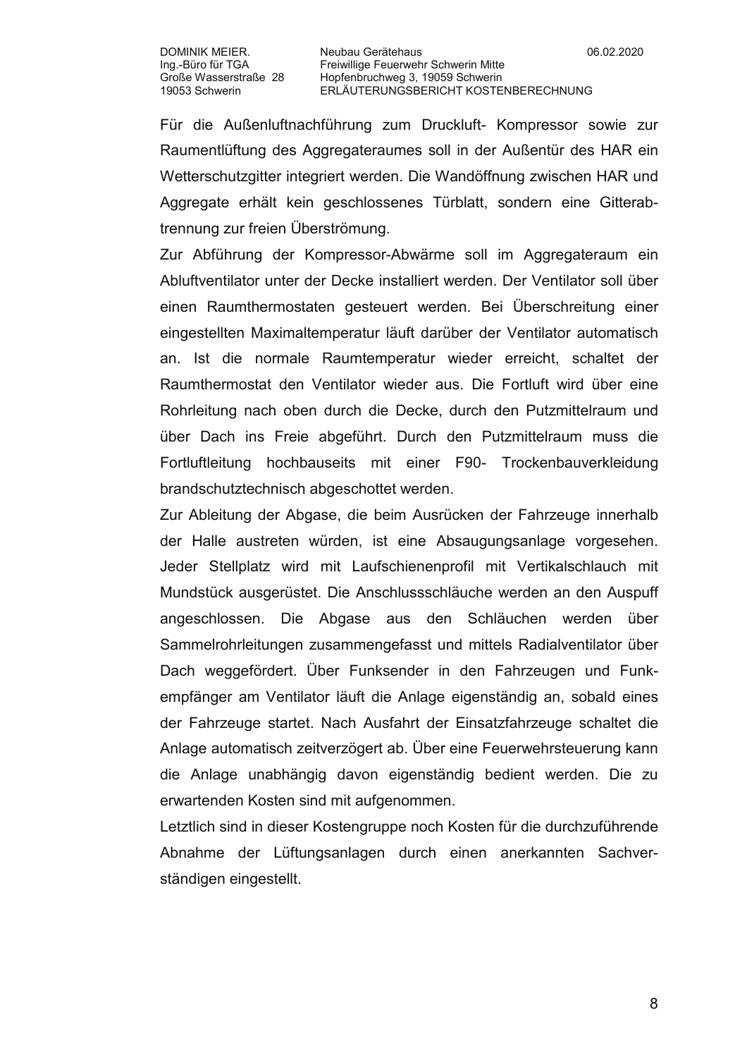Für die Außenluftnachführung zum Druckluft- Kompressor sowie zur Raumentlüftung des Aggregateraumes soll in der Außentür des HAR ein Wetterschutzgitter integriert werden. Die Wandöffnung zwischen HAR und Aggregate erhält kein geschlossenes Türblatt, sondern eine Gitterabtrennung zur freien Überströmung.

Zur Abführung der Kompressor-Abwärme soll im Aggregateraum ein Abluftventilator unter der Decke installiert werden. Der Ventilator soll über einen Raumthermostaten gesteuert werden. Bei Überschreitung einer eingestellten Maximaltemperatur läuft darüber der Ventilator automatisch an. Ist die normale Raumtemperatur wieder erreicht, schaltet der Raumthermostat den Ventilator wieder aus. Die Fortluft wird über eine Rohrleitung nach oben durch die Decke, durch den Putzmittelraum und über Dach ins Freie abgeführt. Durch den Putzmittelraum muss die Fortluftleitung hochbauseits mit einer F90- Trockenbauverkleidung brandschutztechnisch abgeschottet werden.

Zur Ableitung der Abgase, die beim Ausrücken der Fahrzeuge innerhalb der Halle austreten würden, ist eine Absaugungsanlage vorgesehen. Jeder Stellplatz wird mit Laufschienenprofil mit Vertikalschlauch mit Mundstück ausgerüstet. Die Anschlussschläuche werden an den Auspuff angeschlossen. Die Abgase aus den Schläuchen werden über Sammelrohrleitungen zusammengefasst und mittels Radialventilator über Dach weggefördert. Über Funksender in den Fahrzeugen und Funkempfänger am Ventilator läuft die Anlage eigenständig an, sobald eines der Fahrzeuge startet. Nach Ausfahrt der Einsatzfahrzeuge schaltet die Anlage automatisch zeitverzögert ab. Über eine Feuerwehrsteuerung kann die Anlage unabhängig davon eigenständig bedient werden. Die zu erwartenden Kosten sind mit aufgenommen.

Letztlich sind in dieser Kostengruppe noch Kosten für die durchzuführende Abnahme der Lüftungsanlagen durch einen anerkannten Sachverständigen eingestellt.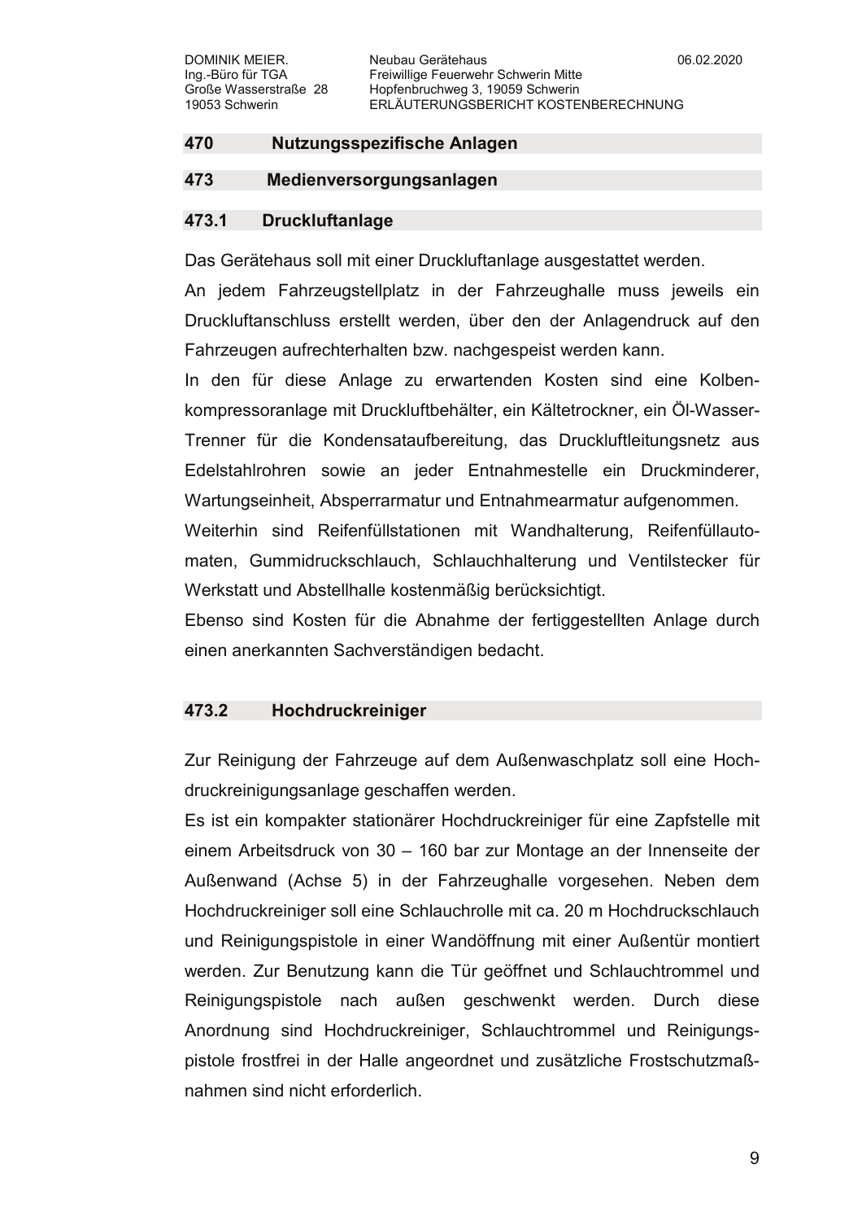## 470 Nutzungsspezifische Anlagen

## 473 Medienversorgungsanlagen

### 473.1 Druckluftanlage

Das Gerätehaus soll mit einer Druckluftanlage ausgestattet werden.

An jedem Fahrzeugstellplatz in der Fahrzeughalle muss jeweils ein Druckluftanschluss erstellt werden, über den der Anlagendruck auf den Fahrzeugen aufrechterhalten bzw. nachgespeist werden kann.

In den für diese Anlage zu erwartenden Kosten sind eine Kolbenkompressoranlage mit Druckluftbehälter, ein Kältetrockner, ein Öl-Wasser-Trenner für die Kondensataufbereitung, das Druckluftleitungsnetz aus Edelstahlrohren sowie an jeder Entnahmestelle ein Druckminderer, Wartungseinheit, Absperrarmatur und Entnahmearmatur aufgenommen.

Weiterhin sind Reifenfüllstationen mit Wandhalterung, Reifenfüllautomaten, Gummidruckschlauch, Schlauchhalterung und Ventilstecker für Werkstatt und Abstellhalle kostenmäßig berücksichtigt.

Ebenso sind Kosten für die Abnahme der fertiggestellten Anlage durch einen anerkannten Sachverständigen bedacht.

### 473.2 Hochdruckreiniger

Zur Reinigung der Fahrzeuge auf dem Außenwaschplatz soll eine Hochdruckreinigungsanlage geschaffen werden.

Es ist ein kompakter stationärer Hochdruckreiniger für eine Zapfstelle mit einem Arbeitsdruck von 30 – 160 bar zur Montage an der Innenseite der Außenwand (Achse 5) in der Fahrzeughalle vorgesehen. Neben dem Hochdruckreiniger soll eine Schlauchrolle mit ca. 20 m Hochdruckschlauch und Reinigungspistole in einer Wandöffnung mit einer Außentür montiert werden. Zur Benutzung kann die Tür geöffnet und Schlauchtrommel und Reinigungspistole nach außen geschwenkt werden. Durch diese Anordnung sind Hochdruckreiniger, Schlauchtrommel und Reinigungspistole frostfrei in der Halle angeordnet und zusätzliche Frostschutzmaßnahmen sind nicht erforderlich.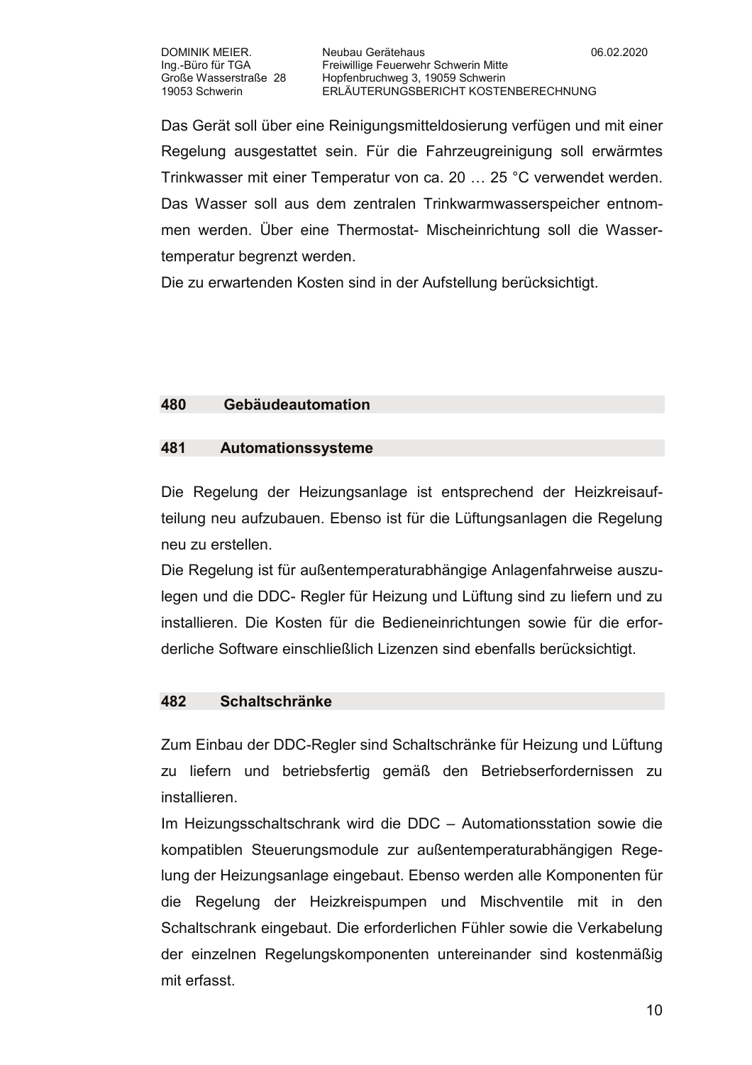Das Gerät soll über eine Reinigungsmitteldosierung verfügen und mit einer Regelung ausgestattet sein. Für die Fahrzeugreinigung soll erwärmtes Trinkwasser mit einer Temperatur von ca. 20 … 25 °C verwendet werden. Das Wasser soll aus dem zentralen Trinkwarmwasserspeicher entnommen werden. Über eine Thermostat- Mischeinrichtung soll die Wassertemperatur begrenzt werden.
Die zu erwartenden Kosten sind in der Aufstellung berücksichtigt.

## 480 Gebäudeautomation

### 481 Automationssysteme

Die Regelung der Heizungsanlage ist entsprechend der Heizkreisaufteilung neu aufzubauen. Ebenso ist für die Lüftungsanlagen die Regelung neu zu erstellen.
Die Regelung ist für außentemperaturabhängige Anlagenfahrweise auszulegen und die DDC- Regler für Heizung und Lüftung sind zu liefern und zu installieren. Die Kosten für die Bedieneinrichtungen sowie für die erforderliche Software einschließlich Lizenzen sind ebenfalls berücksichtigt.

### 482 Schaltschränke

Zum Einbau der DDC-Regler sind Schaltschränke für Heizung und Lüftung zu liefern und betriebsfertig gemäß den Betriebserfordernissen zu installieren.
Im Heizungsschaltschrank wird die DDC – Automationsstation sowie die kompatiblen Steuerungsmodule zur außentemperaturabhängigen Regelung der Heizungsanlage eingebaut. Ebenso werden alle Komponenten für die Regelung der Heizkreispumpen und Mischventile mit in den Schaltschrank eingebaut. Die erforderlichen Fühler sowie die Verkabelung der einzelnen Regelungskomponenten untereinander sind kostenmäßig mit erfasst.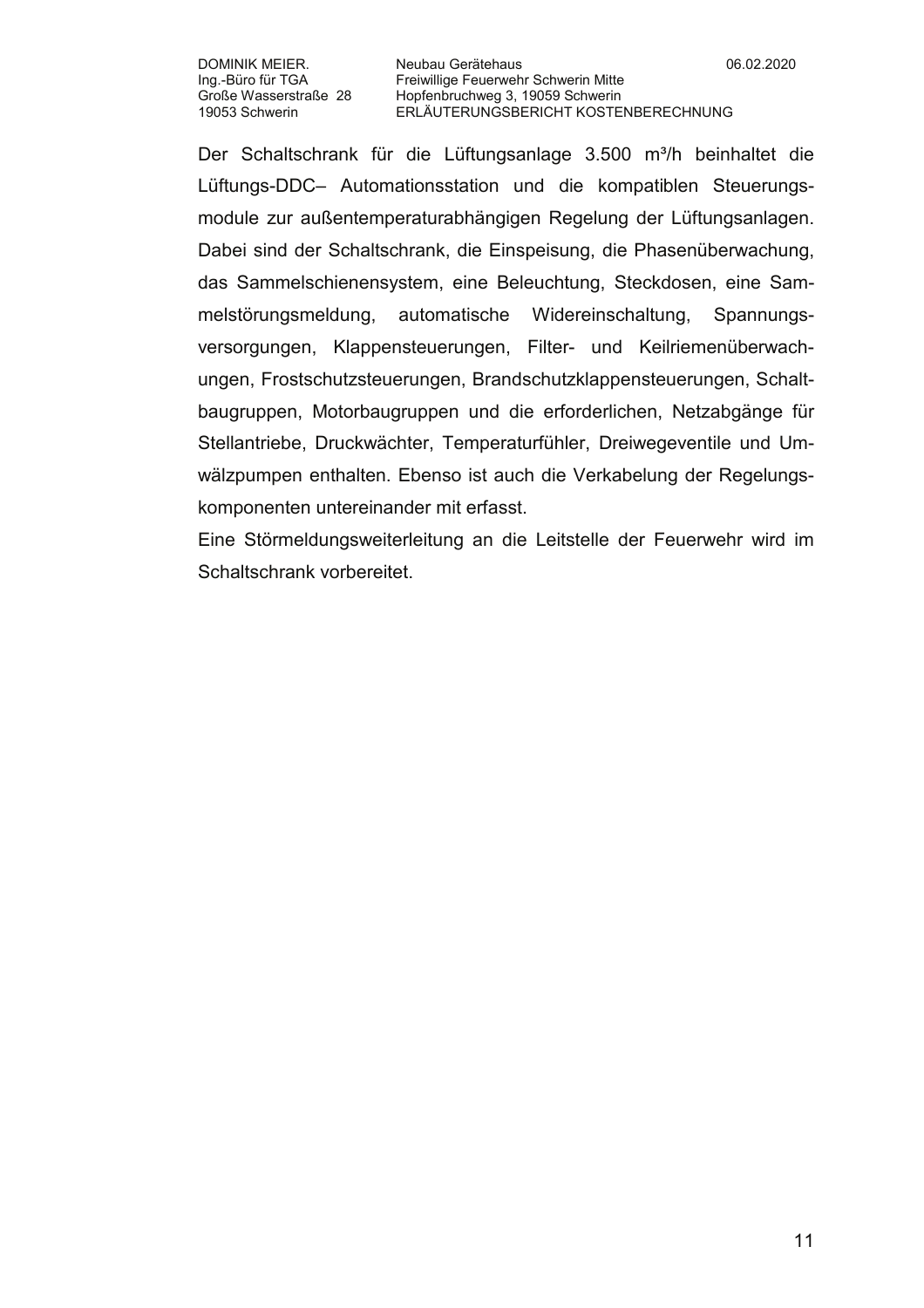Der Schaltschrank für die Lüftungsanlage 3.500 m³/h beinhaltet die Lüftungs-DDC– Automationsstation und die kompatiblen Steuerungsmodule zur außentemperaturabhängigen Regelung der Lüftungsanlagen. Dabei sind der Schaltschrank, die Einspeisung, die Phasenüberwachung, das Sammelschienensystem, eine Beleuchtung, Steckdosen, eine Sammelstörungsmeldung, automatische Widereinschaltung, Spannungsversorgungen, Klappensteuerungen, Filter- und Keilriemenüberwachungen, Frostschutzsteuerungen, Brandschutzklappensteuerungen, Schaltbaugruppen, Motorbaugruppen und die erforderlichen, Netzabgänge für Stellantriebe, Druckwächter, Temperaturfühler, Dreiwegeventile und Umwälzpumpen enthalten. Ebenso ist auch die Verkabelung der Regelungskomponenten untereinander mit erfasst.

Eine Störmeldungsweiterleitung an die Leitstelle der Feuerwehr wird im Schaltschrank vorbereitet.